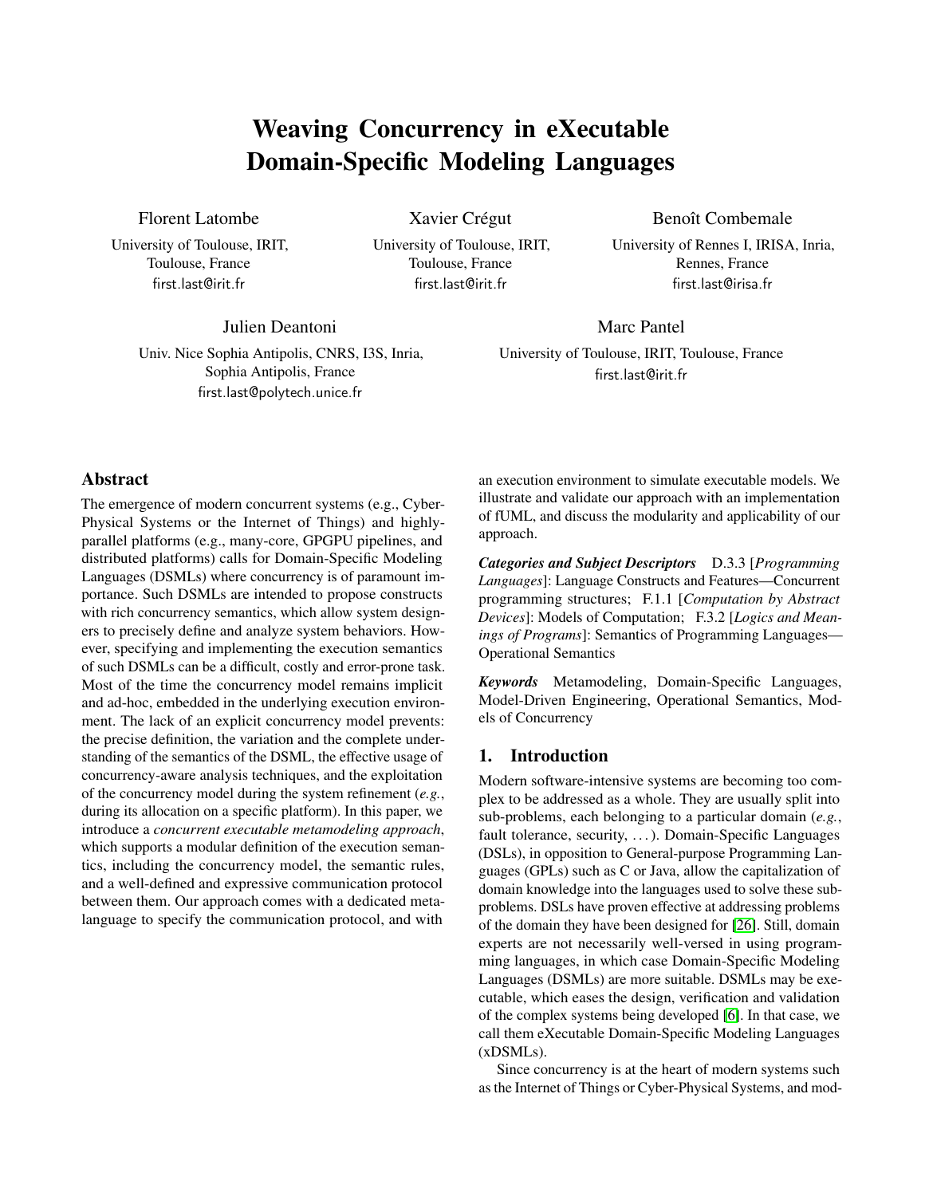# Weaving Concurrency in eXecutable Domain-Specific Modeling Languages

Florent Latombe
University of Toulouse, IRIT, Toulouse, France
first.last@irit.fr

Xavier Crégut
University of Toulouse, IRIT, Toulouse, France
first.last@irit.fr

Benoît Combemale
University of Rennes I, IRISA, Inria, Rennes, France
first.last@irisa.fr

Julien Deantoni
Univ. Nice Sophia Antipolis, CNRS, I3S, Inria, Sophia Antipolis, France
first.last@polytech.unice.fr

Marc Pantel
University of Toulouse, IRIT, Toulouse, France
first.last@irit.fr

## Abstract

The emergence of modern concurrent systems (e.g., Cyber-Physical Systems or the Internet of Things) and highly-parallel platforms (e.g., many-core, GPGPU pipelines, and distributed platforms) calls for Domain-Specific Modeling Languages (DSMLs) where concurrency is of paramount importance. Such DSMLs are intended to propose constructs with rich concurrency semantics, which allow system designers to precisely define and analyze system behaviors. However, specifying and implementing the execution semantics of such DSMLs can be a difficult, costly and error-prone task. Most of the time the concurrency model remains implicit and ad-hoc, embedded in the underlying execution environment. The lack of an explicit concurrency model prevents: the precise definition, the variation and the complete understanding of the semantics of the DSML, the effective usage of concurrency-aware analysis techniques, and the exploitation of the concurrency model during the system refinement (*e.g.*, during its allocation on a specific platform). In this paper, we introduce a *concurrent executable metamodeling approach*, which supports a modular definition of the execution semantics, including the concurrency model, the semantic rules, and a well-defined and expressive communication protocol between them. Our approach comes with a dedicated meta-language to specify the communication protocol, and with an execution environment to simulate executable models. We illustrate and validate our approach with an implementation of fUML, and discuss the modularity and applicability of our approach.

***Categories and Subject Descriptors*** D.3.3 [*Programming Languages*]: Language Constructs and Features—Concurrent programming structures; F.1.1 [*Computation by Abstract Devices*]: Models of Computation; F.3.2 [*Logics and Meanings of Programs*]: Semantics of Programming Languages—Operational Semantics

***Keywords*** Metamodeling, Domain-Specific Languages, Model-Driven Engineering, Operational Semantics, Models of Concurrency

## 1. Introduction

Modern software-intensive systems are becoming too complex to be addressed as a whole. They are usually split into sub-problems, each belonging to a particular domain (*e.g.*, fault tolerance, security, ...). Domain-Specific Languages (DSLs), in opposition to General-purpose Programming Languages (GPLs) such as C or Java, allow the capitalization of domain knowledge into the languages used to solve these sub-problems. DSLs have proven effective at addressing problems of the domain they have been designed for [26]. Still, domain experts are not necessarily well-versed in using programming languages, in which case Domain-Specific Modeling Languages (DSMLs) are more suitable. DSMLs may be executable, which eases the design, verification and validation of the complex systems being developed [6]. In that case, we call them eXecutable Domain-Specific Modeling Languages (xDSMLs).

Since concurrency is at the heart of modern systems such as the Internet of Things or Cyber-Physical Systems, and mod-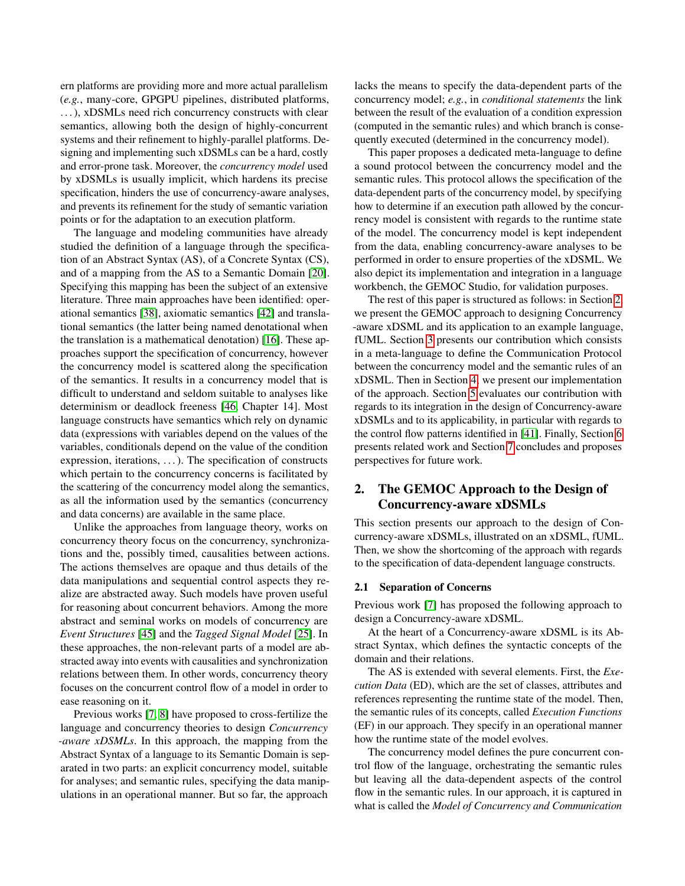ern platforms are providing more and more actual parallelism (*e.g.*, many-core, GPGPU pipelines, distributed platforms, . . . ), xDSMLs need rich concurrency constructs with clear semantics, allowing both the design of highly-concurrent systems and their refinement to highly-parallel platforms. Designing and implementing such xDSMLs can be a hard, costly and error-prone task. Moreover, the *concurrency model* used by xDSMLs is usually implicit, which hardens its precise specification, hinders the use of concurrency-aware analyses, and prevents its refinement for the study of semantic variation points or for the adaptation to an execution platform.

The language and modeling communities have already studied the definition of a language through the specification of an Abstract Syntax (AS), of a Concrete Syntax (CS), and of a mapping from the AS to a Semantic Domain [20]. Specifying this mapping has been the subject of an extensive literature. Three main approaches have been identified: operational semantics [38], axiomatic semantics [42] and translational semantics (the latter being named denotational when the translation is a mathematical denotation) [16]. These approaches support the specification of concurrency, however the concurrency model is scattered along the specification of the semantics. It results in a concurrency model that is difficult to understand and seldom suitable to analyses like determinism or deadlock freeness [46, Chapter 14]. Most language constructs have semantics which rely on dynamic data (expressions with variables depend on the values of the variables, conditionals depend on the value of the condition expression, iterations, . . . ). The specification of constructs which pertain to the concurrency concerns is facilitated by the scattering of the concurrency model along the semantics, as all the information used by the semantics (concurrency and data concerns) are available in the same place.

Unlike the approaches from language theory, works on concurrency theory focus on the concurrency, synchronizations and the, possibly timed, causalities between actions. The actions themselves are opaque and thus details of the data manipulations and sequential control aspects they realize are abstracted away. Such models have proven useful for reasoning about concurrent behaviors. Among the more abstract and seminal works on models of concurrency are *Event Structures* [45] and the *Tagged Signal Model* [25]. In these approaches, the non-relevant parts of a model are abstracted away into events with causalities and synchronization relations between them. In other words, concurrency theory focuses on the concurrent control flow of a model in order to ease reasoning on it.

Previous works [7, 8] have proposed to cross-fertilize the language and concurrency theories to design *Concurrency -aware xDSMLs*. In this approach, the mapping from the Abstract Syntax of a language to its Semantic Domain is separated in two parts: an explicit concurrency model, suitable for analyses; and semantic rules, specifying the data manipulations in an operational manner. But so far, the approach lacks the means to specify the data-dependent parts of the concurrency model; *e.g.*, in *conditional statements* the link between the result of the evaluation of a condition expression (computed in the semantic rules) and which branch is consequently executed (determined in the concurrency model).

This paper proposes a dedicated meta-language to define a sound protocol between the concurrency model and the semantic rules. This protocol allows the specification of the data-dependent parts of the concurrency model, by specifying how to determine if an execution path allowed by the concurrency model is consistent with regards to the runtime state of the model. The concurrency model is kept independent from the data, enabling concurrency-aware analyses to be performed in order to ensure properties of the xDSML. We also depict its implementation and integration in a language workbench, the GEMOC Studio, for validation purposes.

The rest of this paper is structured as follows: in Section 2, we present the GEMOC approach to designing Concurrency -aware xDSML and its application to an example language, fUML. Section 3 presents our contribution which consists in a meta-language to define the Communication Protocol between the concurrency model and the semantic rules of an xDSML. Then in Section 4, we present our implementation of the approach. Section 5 evaluates our contribution with regards to its integration in the design of Concurrency-aware xDSMLs and to its applicability, in particular with regards to the control flow patterns identified in [41]. Finally, Section 6 presents related work and Section 7 concludes and proposes perspectives for future work.

## 2. The GEMOC Approach to the Design of Concurrency-aware xDSMLs

This section presents our approach to the design of Concurrency-aware xDSMLs, illustrated on an xDSML, fUML. Then, we show the shortcoming of the approach with regards to the specification of data-dependent language constructs.

### 2.1 Separation of Concerns

Previous work [7] has proposed the following approach to design a Concurrency-aware xDSML.

At the heart of a Concurrency-aware xDSML is its Abstract Syntax, which defines the syntactic concepts of the domain and their relations.

The AS is extended with several elements. First, the *Execution Data* (ED), which are the set of classes, attributes and references representing the runtime state of the model. Then, the semantic rules of its concepts, called *Execution Functions* (EF) in our approach. They specify in an operational manner how the runtime state of the model evolves.

The concurrency model defines the pure concurrent control flow of the language, orchestrating the semantic rules but leaving all the data-dependent aspects of the control flow in the semantic rules. In our approach, it is captured in what is called the *Model of Concurrency and Communication*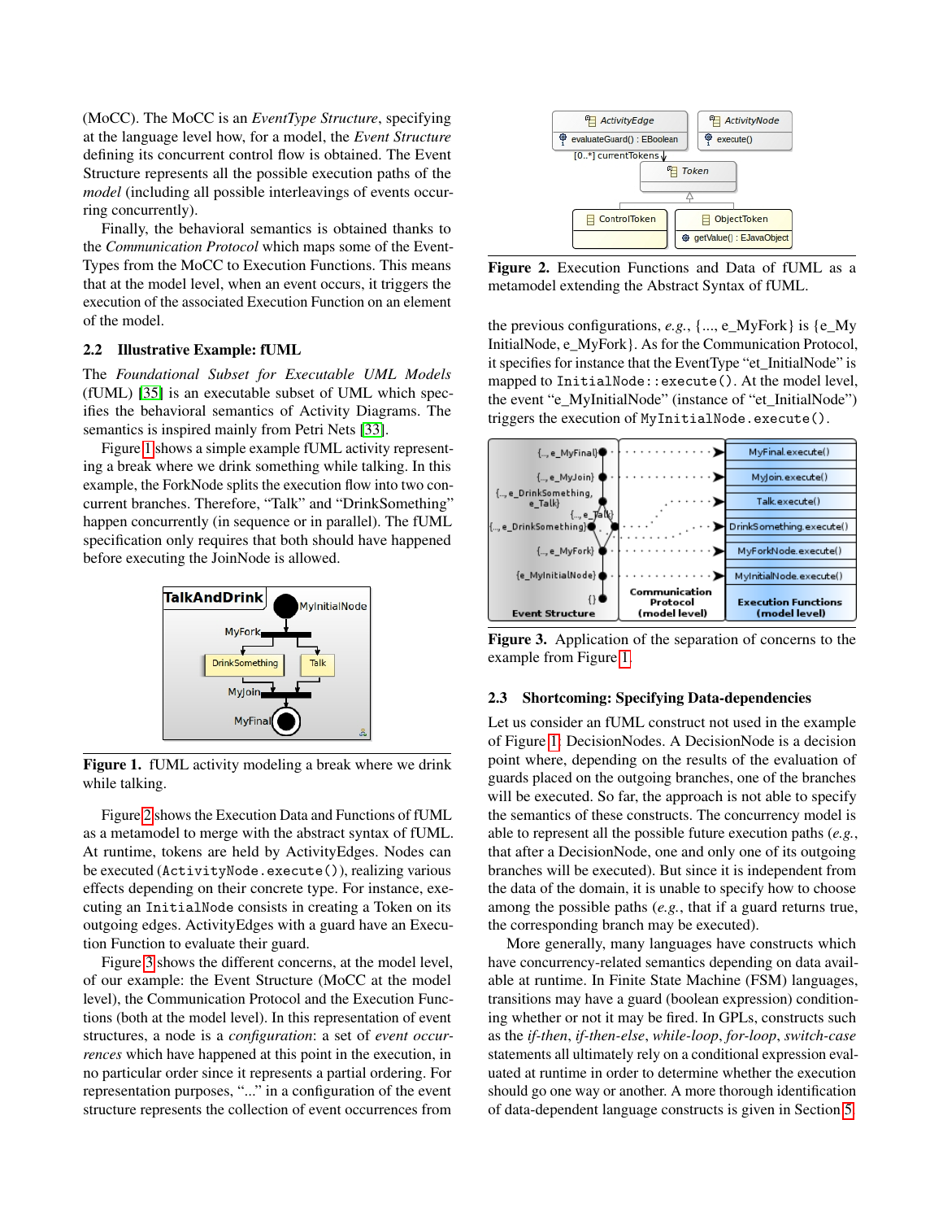(MoCC). The MoCC is an *EventType Structure*, specifying at the language level how, for a model, the *Event Structure* defining its concurrent control flow is obtained. The Event Structure represents all the possible execution paths of the *model* (including all possible interleavings of events occurring concurrently).

Finally, the behavioral semantics is obtained thanks to the *Communication Protocol* which maps some of the EventTypes from the MoCC to Execution Functions. This means that at the model level, when an event occurs, it triggers the execution of the associated Execution Function on an element of the model.

## 2.2 Illustrative Example: fUML

The *Foundational Subset for Executable UML Models* (fUML) [35] is an executable subset of UML which specifies the behavioral semantics of Activity Diagrams. The semantics is inspired mainly from Petri Nets [33].

Figure 1 shows a simple example fUML activity representing a break where we drink something while talking. In this example, the ForkNode splits the execution flow into two concurrent branches. Therefore, "Talk" and "DrinkSomething" happen concurrently (in sequence or in parallel). The fUML specification only requires that both should have happened before executing the JoinNode is allowed.

**Figure 1.** fUML activity modeling a break where we drink while talking.

Figure 2 shows the Execution Data and Functions of fUML as a metamodel to merge with the abstract syntax of fUML. At runtime, tokens are held by ActivityEdges. Nodes can be executed (`ActivityNode.execute()`), realizing various effects depending on their concrete type. For instance, executing an `InitialNode` consists in creating a Token on its outgoing edges. ActivityEdges with a guard have an Execution Function to evaluate their guard.

Figure 3 shows the different concerns, at the model level, of our example: the Event Structure (MoCC at the model level), the Communication Protocol and the Execution Functions (both at the model level). In this representation of event structures, a node is a *configuration*: a set of *event occurrences* which have happened at this point in the execution, in no particular order since it represents a partial ordering. For representation purposes, "..." in a configuration of the event structure represents the collection of event occurrences from the previous configurations, *e.g.*, {..., e_MyFork} is {e_MyInitialNode, e_MyFork}. As for the Communication Protocol, it specifies for instance that the EventType "et_InitialNode" is mapped to `InitialNode::execute()`. At the model level, the event "e_MyInitialNode" (instance of "et_InitialNode") triggers the execution of `MyInitialNode.execute()`.

**Figure 2.** Execution Functions and Data of fUML as a metamodel extending the Abstract Syntax of fUML.

**Figure 3.** Application of the separation of concerns to the example from Figure 1.

## 2.3 Shortcoming: Specifying Data-dependencies

Let us consider an fUML construct not used in the example of Figure 1: DecisionNodes. A DecisionNode is a decision point where, depending on the results of the evaluation of guards placed on the outgoing branches, one of the branches will be executed. So far, the approach is not able to specify the semantics of these constructs. The concurrency model is able to represent all the possible future execution paths (*e.g.*, that after a DecisionNode, one and only one of its outgoing branches will be executed). But since it is independent from the data of the domain, it is unable to specify how to choose among the possible paths (*e.g.*, that if a guard returns true, the corresponding branch may be executed).

More generally, many languages have constructs which have concurrency-related semantics depending on data available at runtime. In Finite State Machine (FSM) languages, transitions may have a guard (boolean expression) conditioning whether or not it may be fired. In GPLs, constructs such as the *if-then*, *if-then-else*, *while-loop*, *for-loop*, *switch-case* statements all ultimately rely on a conditional expression evaluated at runtime in order to determine whether the execution should go one way or another. A more thorough identification of data-dependent language constructs is given in Section 5.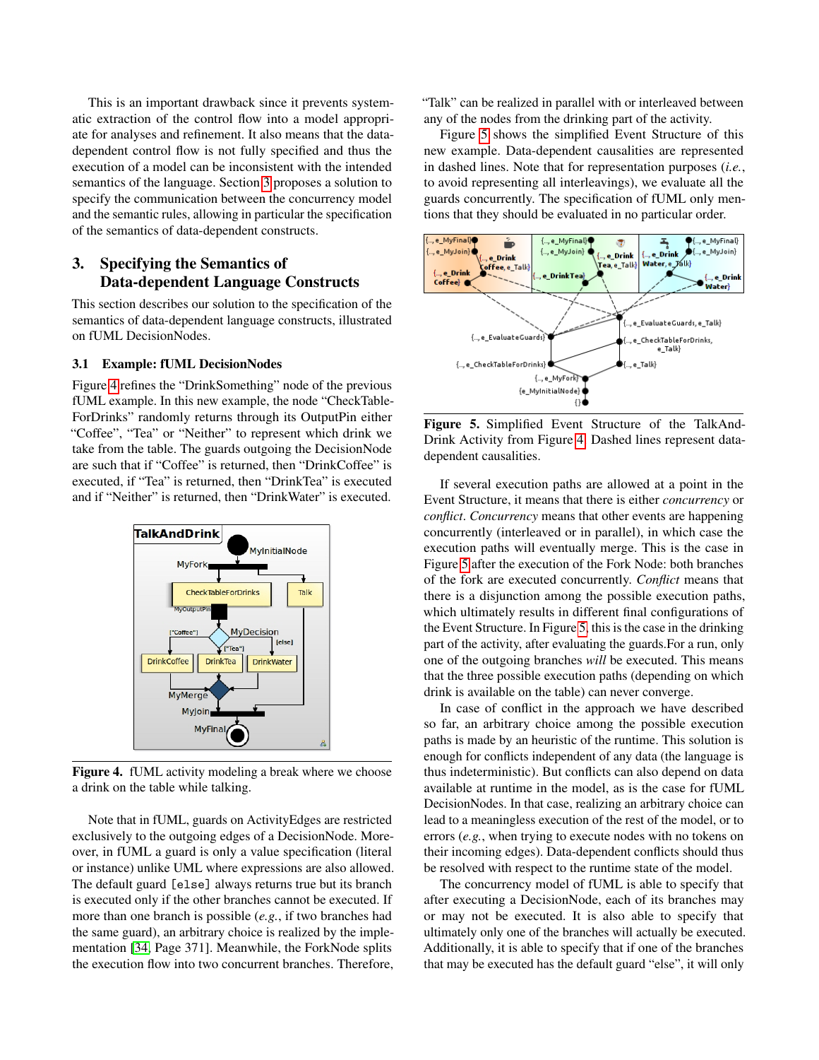This is an important drawback since it prevents systematic extraction of the control flow into a model appropriate for analyses and refinement. It also means that the data-dependent control flow is not fully specified and thus the execution of a model can be inconsistent with the intended semantics of the language. Section 3 proposes a solution to specify the communication between the concurrency model and the semantic rules, allowing in particular the specification of the semantics of data-dependent constructs.

## 3. Specifying the Semantics of Data-dependent Language Constructs

This section describes our solution to the specification of the semantics of data-dependent language constructs, illustrated on fUML DecisionNodes.

### 3.1 Example: fUML DecisionNodes

Figure 4 refines the "DrinkSomething" node of the previous fUML example. In this new example, the node "CheckTableForDrinks" randomly returns through its OutputPin either "Coffee", "Tea" or "Neither" to represent which drink we take from the table. The guards outgoing the DecisionNode are such that if "Coffee" is returned, then "DrinkCoffee" is executed, if "Tea" is returned, then "DrinkTea" is executed and if "Neither" is returned, then "DrinkWater" is executed.

**Figure 4.** fUML activity modeling a break where we choose a drink on the table while talking.

Note that in fUML, guards on ActivityEdges are restricted exclusively to the outgoing edges of a DecisionNode. Moreover, in fUML a guard is only a value specification (literal or instance) unlike UML where expressions are also allowed. The default guard `[else]` always returns true but its branch is executed only if the other branches cannot be executed. If more than one branch is possible (*e.g.*, if two branches had the same guard), an arbitrary choice is realized by the implementation [34, Page 371]. Meanwhile, the ForkNode splits the execution flow into two concurrent branches. Therefore, "Talk" can be realized in parallel with or interleaved between any of the nodes from the drinking part of the activity.

Figure 5 shows the simplified Event Structure of this new example. Data-dependent causalities are represented in dashed lines. Note that for representation purposes (*i.e.*, to avoid representing all interleavings), we evaluate all the guards concurrently. The specification of fUML only mentions that they should be evaluated in no particular order.

**Figure 5.** Simplified Event Structure of the TalkAndDrink Activity from Figure 4. Dashed lines represent data-dependent causalities.

If several execution paths are allowed at a point in the Event Structure, it means that there is either *concurrency* or *conflict*. *Concurrency* means that other events are happening concurrently (interleaved or in parallel), in which case the execution paths will eventually merge. This is the case in Figure 5 after the execution of the Fork Node: both branches of the fork are executed concurrently. *Conflict* means that there is a disjunction among the possible execution paths, which ultimately results in different final configurations of the Event Structure. In Figure 5, this is the case in the drinking part of the activity, after evaluating the guards.For a run, only one of the outgoing branches *will* be executed. This means that the three possible execution paths (depending on which drink is available on the table) can never converge.

In case of conflict in the approach we have described so far, an arbitrary choice among the possible execution paths is made by an heuristic of the runtime. This solution is enough for conflicts independent of any data (the language is thus indeterministic). But conflicts can also depend on data available at runtime in the model, as is the case for fUML DecisionNodes. In that case, realizing an arbitrary choice can lead to a meaningless execution of the rest of the model, or to errors (*e.g.*, when trying to execute nodes with no tokens on their incoming edges). Data-dependent conflicts should thus be resolved with respect to the runtime state of the model.

The concurrency model of fUML is able to specify that after executing a DecisionNode, each of its branches may or may not be executed. It is also able to specify that ultimately only one of the branches will actually be executed. Additionally, it is able to specify that if one of the branches that may be executed has the default guard "else", it will only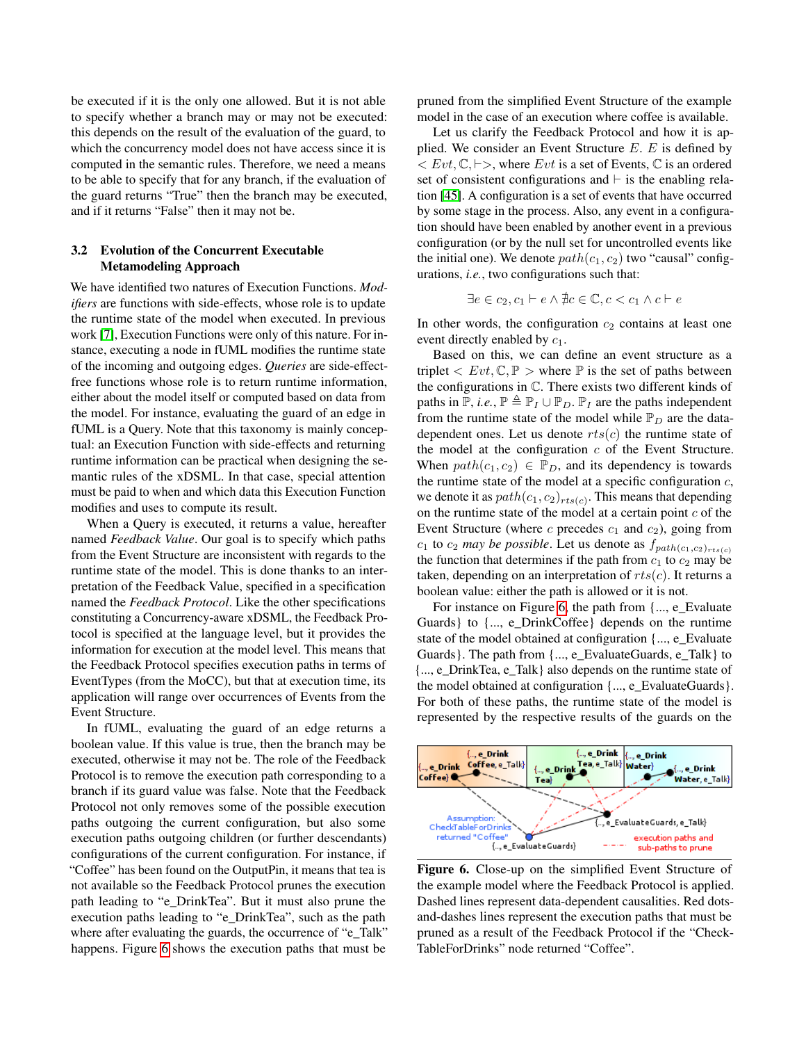be executed if it is the only one allowed. But it is not able to specify whether a branch may or may not be executed: this depends on the result of the evaluation of the guard, to which the concurrency model does not have access since it is computed in the semantic rules. Therefore, we need a means to be able to specify that for any branch, if the evaluation of the guard returns "True" then the branch may be executed, and if it returns "False" then it may not be.

### 3.2 Evolution of the Concurrent Executable Metamodeling Approach

We have identified two natures of Execution Functions. *Modifiers* are functions with side-effects, whose role is to update the runtime state of the model when executed. In previous work [7], Execution Functions were only of this nature. For instance, executing a node in fUML modifies the runtime state of the incoming and outgoing edges. *Queries* are side-effect-free functions whose role is to return runtime information, either about the model itself or computed based on data from the model. For instance, evaluating the guard of an edge in fUML is a Query. Note that this taxonomy is mainly conceptual: an Execution Function with side-effects and returning runtime information can be practical when designing the semantic rules of the xDSML. In that case, special attention must be paid to when and which data this Execution Function modifies and uses to compute its result.

When a Query is executed, it returns a value, hereafter named *Feedback Value*. Our goal is to specify which paths from the Event Structure are inconsistent with regards to the runtime state of the model. This is done thanks to an interpretation of the Feedback Value, specified in a specification named the *Feedback Protocol*. Like the other specifications constituting a Concurrency-aware xDSML, the Feedback Protocol is specified at the language level, but it provides the information for execution at the model level. This means that the Feedback Protocol specifies execution paths in terms of EventTypes (from the MoCC), but that at execution time, its application will range over occurrences of Events from the Event Structure.

In fUML, evaluating the guard of an edge returns a boolean value. If this value is true, then the branch may be executed, otherwise it may not be. The role of the Feedback Protocol is to remove the execution path corresponding to a branch if its guard value was false. Note that the Feedback Protocol not only removes some of the possible execution paths outgoing the current configuration, but also some execution paths outgoing children (or further descendants) configurations of the current configuration. For instance, if "Coffee" has been found on the OutputPin, it means that tea is not available so the Feedback Protocol prunes the execution path leading to "e_DrinkTea". But it must also prune the execution paths leading to "e_DrinkTea", such as the path where after evaluating the guards, the occurrence of "e_Talk" happens. Figure 6 shows the execution paths that must be pruned from the simplified Event Structure of the example model in the case of an execution where coffee is available.

Let us clarify the Feedback Protocol and how it is applied. We consider an Event Structure $E$. $E$ is defined by $< Evt, \mathbb{C}, \vdash >$, where $Evt$ is a set of Events, $\mathbb{C}$ is an ordered set of consistent configurations and $\vdash$ is the enabling relation [45]. A configuration is a set of events that have occurred by some stage in the process. Also, any event in a configuration should have been enabled by another event in a previous configuration (or by the null set for uncontrolled events like the initial one). We denote $path(c_1, c_2)$ two "causal" configurations, *i.e.*, two configurations such that:

$$\exists e \in c_2, c_1 \vdash e \land \nexists c \in \mathbb{C}, c < c_1 \land c \vdash e$$

In other words, the configuration $c_2$ contains at least one event directly enabled by $c_1$.

Based on this, we can define an event structure as a triplet $< Evt, \mathbb{C}, \mathbb{P} >$ where $\mathbb{P}$ is the set of paths between the configurations in $\mathbb{C}$. There exists two different kinds of paths in $\mathbb{P}$, *i.e.*, $\mathbb{P} \triangleq \mathbb{P}_I \cup \mathbb{P}_D$. $\mathbb{P}_I$ are the paths independent from the runtime state of the model while $\mathbb{P}_D$ are the data-dependent ones. Let us denote $rts(c)$ the runtime state of the model at the configuration $c$ of the Event Structure. When $path(c_1, c_2) \in \mathbb{P}_D$, and its dependency is towards the runtime state of the model at a specific configuration $c$, we denote it as $path(c_1, c_2)_{rts(c)}$. This means that depending on the runtime state of the model at a certain point $c$ of the Event Structure (where $c$ precedes $c_1$ and $c_2$), going from $c_1$ to $c_2$ *may be possible*. Let us denote as $f_{path(c_1,c_2)_{rts(c)}}$ the function that determines if the path from $c_1$ to $c_2$ may be taken, depending on an interpretation of $rts(c)$. It returns a boolean value: either the path is allowed or it is not.

For instance on Figure 6, the path from {..., e_Evaluate Guards} to {..., e_DrinkCoffee} depends on the runtime state of the model obtained at configuration {..., e_Evaluate Guards}. The path from {..., e_EvaluateGuards, e_Talk} to {..., e_DrinkTea, e_Talk} also depends on the runtime state of the model obtained at configuration {..., e_EvaluateGuards}. For both of these paths, the runtime state of the model is represented by the respective results of the guards on the

**Figure 6.** Close-up on the simplified Event Structure of the example model where the Feedback Protocol is applied. Dashed lines represent data-dependent causalities. Red dots-and-dashes lines represent the execution paths that must be pruned as a result of the Feedback Protocol if the "CheckTableForDrinks" node returned "Coffee".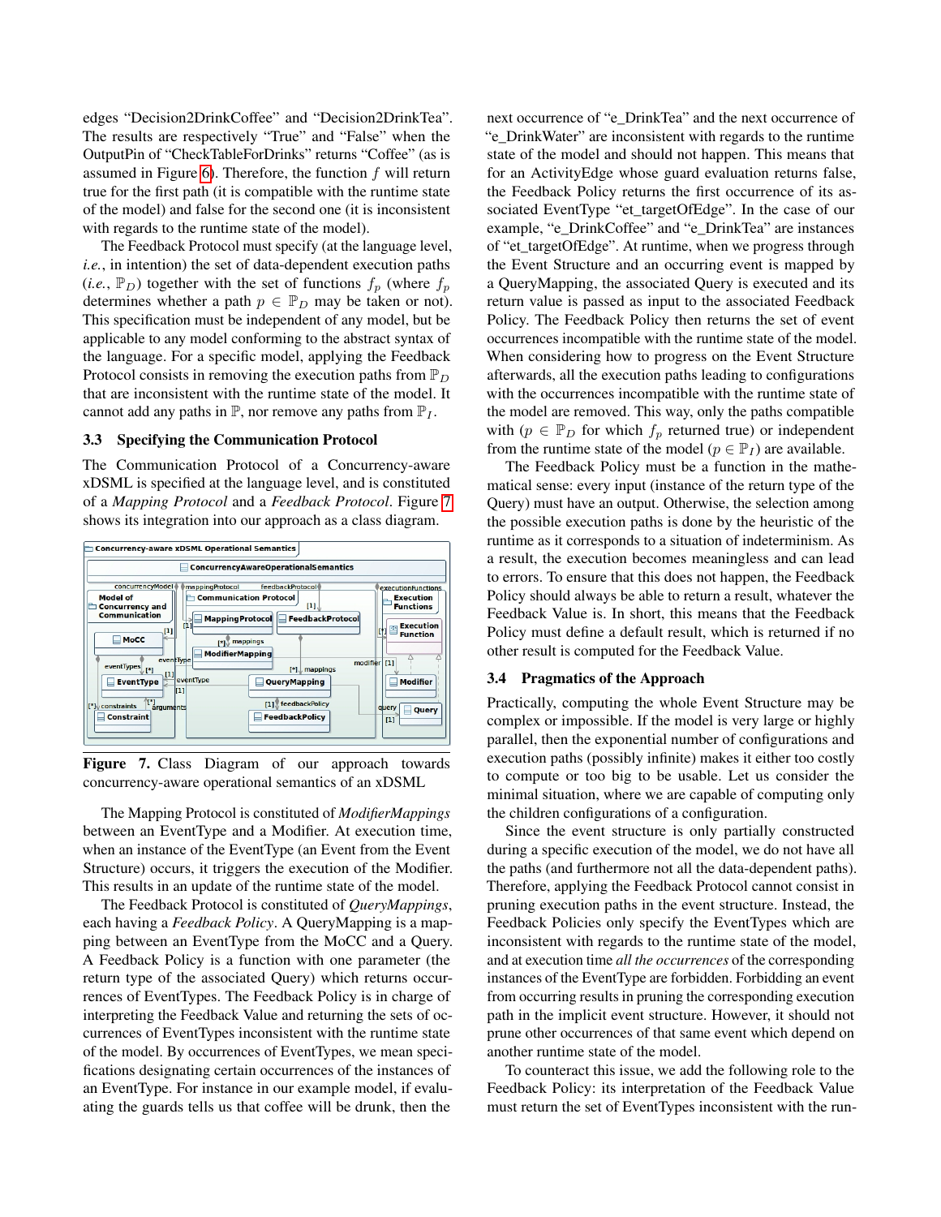edges "Decision2DrinkCoffee" and "Decision2DrinkTea". The results are respectively "True" and "False" when the OutputPin of "CheckTableForDrinks" returns "Coffee" (as is assumed in Figure 6). Therefore, the function $f$ will return true for the first path (it is compatible with the runtime state of the model) and false for the second one (it is inconsistent with regards to the runtime state of the model).

The Feedback Protocol must specify (at the language level, *i.e.*, in intention) the set of data-dependent execution paths (*i.e.*, $\mathbb{P}_D$) together with the set of functions $f_p$ (where $f_p$ determines whether a path $p \in \mathbb{P}_D$ may be taken or not). This specification must be independent of any model, but be applicable to any model conforming to the abstract syntax of the language. For a specific model, applying the Feedback Protocol consists in removing the execution paths from $\mathbb{P}_D$ that are inconsistent with the runtime state of the model. It cannot add any paths in $\mathbb{P}$, nor remove any paths from $\mathbb{P}_I$.

### 3.3 Specifying the Communication Protocol

The Communication Protocol of a Concurrency-aware xDSML is specified at the language level, and is constituted of a *Mapping Protocol* and a *Feedback Protocol*. Figure 7 shows its integration into our approach as a class diagram.

Figure 7. Class Diagram of our approach towards concurrency-aware operational semantics of an xDSML

The Mapping Protocol is constituted of *ModifierMappings* between an EventType and a Modifier. At execution time, when an instance of the EventType (an Event from the Event Structure) occurs, it triggers the execution of the Modifier. This results in an update of the runtime state of the model.

The Feedback Protocol is constituted of *QueryMappings*, each having a *Feedback Policy*. A QueryMapping is a mapping between an EventType from the MoCC and a Query. A Feedback Policy is a function with one parameter (the return type of the associated Query) which returns occurrences of EventTypes. The Feedback Policy is in charge of interpreting the Feedback Value and returning the sets of occurrences of EventTypes inconsistent with the runtime state of the model. By occurrences of EventTypes, we mean specifications designating certain occurrences of the instances of an EventType. For instance in our example model, if evaluating the guards tells us that coffee will be drunk, then the next occurrence of "e_DrinkTea" and the next occurrence of "e_DrinkWater" are inconsistent with regards to the runtime state of the model and should not happen. This means that for an ActivityEdge whose guard evaluation returns false, the Feedback Policy returns the first occurrence of its associated EventType "et_targetOfEdge". In the case of our example, "e_DrinkCoffee" and "e_DrinkTea" are instances of "et_targetOfEdge". At runtime, when we progress through the Event Structure and an occurring event is mapped by a QueryMapping, the associated Query is executed and its return value is passed as input to the associated Feedback Policy. The Feedback Policy then returns the set of event occurrences incompatible with the runtime state of the model. When considering how to progress on the Event Structure afterwards, all the execution paths leading to configurations with the occurrences incompatible with the runtime state of the model are removed. This way, only the paths compatible with ($p \in \mathbb{P}_D$ for which $f_p$ returned true) or independent from the runtime state of the model ($p \in \mathbb{P}_I$) are available.

The Feedback Policy must be a function in the mathematical sense: every input (instance of the return type of the Query) must have an output. Otherwise, the selection among the possible execution paths is done by the heuristic of the runtime as it corresponds to a situation of indeterminism. As a result, the execution becomes meaningless and can lead to errors. To ensure that this does not happen, the Feedback Policy should always be able to return a result, whatever the Feedback Value is. In short, this means that the Feedback Policy must define a default result, which is returned if no other result is computed for the Feedback Value.

### 3.4 Pragmatics of the Approach

Practically, computing the whole Event Structure may be complex or impossible. If the model is very large or highly parallel, then the exponential number of configurations and execution paths (possibly infinite) makes it either too costly to compute or too big to be usable. Let us consider the minimal situation, where we are capable of computing only the children configurations of a configuration.

Since the event structure is only partially constructed during a specific execution of the model, we do not have all the paths (and furthermore not all the data-dependent paths). Therefore, applying the Feedback Protocol cannot consist in pruning execution paths in the event structure. Instead, the Feedback Policies only specify the EventTypes which are inconsistent with regards to the runtime state of the model, and at execution time *all the occurrences* of the corresponding instances of the EventType are forbidden. Forbidding an event from occurring results in pruning the corresponding execution path in the implicit event structure. However, it should not prune other occurrences of that same event which depend on another runtime state of the model.

To counteract this issue, we add the following role to the Feedback Policy: its interpretation of the Feedback Value must return the set of EventTypes inconsistent with the run-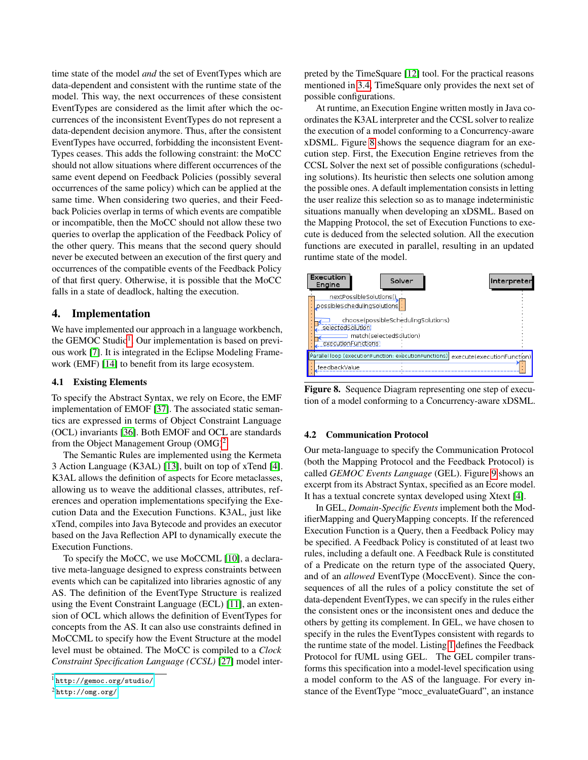time state of the model *and* the set of EventTypes which are data-dependent and consistent with the runtime state of the model. This way, the next occurrences of these consistent EventTypes are considered as the limit after which the occurrences of the inconsistent EventTypes do not represent a data-dependent decision anymore. Thus, after the consistent EventTypes have occurred, forbidding the inconsistent EventTypes ceases. This adds the following constraint: the MoCC should not allow situations where different occurrences of the same event depend on Feedback Policies (possibly several occurrences of the same policy) which can be applied at the same time. When considering two queries, and their Feedback Policies overlap in terms of which events are compatible or incompatible, then the MoCC should not allow these two queries to overlap the application of the Feedback Policy of the other query. This means that the second query should never be executed between an execution of the first query and occurrences of the compatible events of the Feedback Policy of that first query. Otherwise, it is possible that the MoCC falls in a state of deadlock, halting the execution.

## 4. Implementation

We have implemented our approach in a language workbench, the GEMOC Studio[1]. Our implementation is based on previous work [7]. It is integrated in the Eclipse Modeling Framework (EMF) [14] to benefit from its large ecosystem.

### 4.1 Existing Elements

To specify the Abstract Syntax, we rely on Ecore, the EMF implementation of EMOF [37]. The associated static semantics are expressed in terms of Object Constraint Language (OCL) invariants [36]. Both EMOF and OCL are standards from the Object Management Group (OMG)[2].

The Semantic Rules are implemented using the Kermeta 3 Action Language (K3AL) [13], built on top of xTend [4]. K3AL allows the definition of aspects for Ecore metaclasses, allowing us to weave the additional classes, attributes, references and operation implementations specifying the Execution Data and the Execution Functions. K3AL, just like xTend, compiles into Java Bytecode and provides an executor based on the Java Reflection API to dynamically execute the Execution Functions.

To specify the MoCC, we use MoCCML [10], a declarative meta-language designed to express constraints between events which can be capitalized into libraries agnostic of any AS. The definition of the EventType Structure is realized using the Event Constraint Language (ECL) [11], an extension of OCL which allows the definition of EventTypes for concepts from the AS. It can also use constraints defined in MoCCML to specify how the Event Structure at the model level must be obtained. The MoCC is compiled to a *Clock Constraint Specification Language (CCSL)* [27] model interpreted by the TimeSquare [12] tool. For the practical reasons mentioned in 3.4, TimeSquare only provides the next set of possible configurations.

At runtime, an Execution Engine written mostly in Java coordinates the K3AL interpreter and the CCSL solver to realize the execution of a model conforming to a Concurrency-aware xDSML. Figure 8 shows the sequence diagram for an execution step. First, the Execution Engine retrieves from the CCSL Solver the next set of possible configurations (scheduling solutions). Its heuristic then selects one solution among the possible ones. A default implementation consists in letting the user realize this selection so as to manage indeterministic situations manually when developing an xDSML. Based on the Mapping Protocol, the set of Execution Functions to execute is deduced from the selected solution. All the execution functions are executed in parallel, resulting in an updated runtime state of the model.

Figure 8. Sequence Diagram representing one step of execution of a model conforming to a Concurrency-aware xDSML.

### 4.2 Communication Protocol

Our meta-language to specify the Communication Protocol (both the Mapping Protocol and the Feedback Protocol) is called *GEMOC Events Language* (GEL). Figure 9 shows an excerpt from its Abstract Syntax, specified as an Ecore model. It has a textual concrete syntax developed using Xtext [4].

In GEL, *Domain-Specific Events* implement both the ModifierMapping and QueryMapping concepts. If the referenced Execution Function is a Query, then a Feedback Policy may be specified. A Feedback Policy is constituted of at least two rules, including a default one. A Feedback Rule is constituted of a Predicate on the return type of the associated Query, and of an *allowed* EventType (MoccEvent). Since the consequences of all the rules of a policy constitute the set of data-dependent EventTypes, we can specify in the rules either the consistent ones or the inconsistent ones and deduce the others by getting its complement. In GEL, we have chosen to specify in the rules the EventTypes consistent with regards to the runtime state of the model. Listing 1 defines the Feedback Protocol for fUML using GEL. The GEL compiler transforms this specification into a model-level specification using a model conform to the AS of the language. For every instance of the EventType "mocc_evaluateGuard", an instance

[1] http://gemoc.org/studio/

[2] http://omg.org/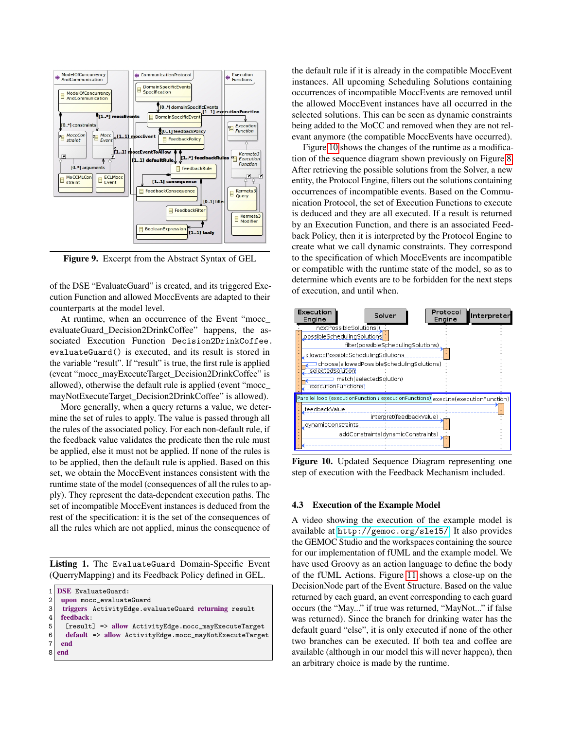Figure 9. Excerpt from the Abstract Syntax of GEL

of the DSE “EvaluateGuard” is created, and its triggered Execution Function and allowed MoccEvents are adapted to their counterparts at the model level.

At runtime, when an occurrence of the Event “mocc_evaluateGuard_Decision2DrinkCoffee” happens, the associated Execution Function `Decision2DrinkCoffee.evaluateGuard()` is executed, and its result is stored in the variable “result”. If “result” is true, the first rule is applied (event “mocc_mayExecuteTarget_Decision2DrinkCoffee” is allowed), otherwise the default rule is applied (event “mocc_mayNotExecuteTarget_Decision2DrinkCoffee” is allowed).

More generally, when a query returns a value, we determine the set of rules to apply. The value is passed through all the rules of the associated policy. For each non-default rule, if the feedback value validates the predicate then the rule must be applied, else it must not be applied. If none of the rules is to be applied, then the default rule is applied. Based on this set, we obtain the MoccEvent instances consistent with the runtime state of the model (consequences of all the rules to apply). They represent the data-dependent execution paths. The set of incompatible MoccEvent instances is deduced from the rest of the specification: it is the set of the consequences of all the rules which are not applied, minus the consequence of

**Listing 1.** The `EvaluateGuard` Domain-Specific Event (QuerryMapping) and its Feedback Policy defined in GEL.

```
1 DSE EvaluateGuard:
2  upon mocc_evaluateGuard
3  triggers ActivityEdge.evaluateGuard returning result
4  feedback:
5   [result] => allow ActivityEdge.mocc_mayExecuteTarget
6   default => allow ActivityEdge.mocc_mayNotExecuteTarget
7  end
8 end
```

the default rule if it is already in the compatible MoccEvent instances. All upcoming Scheduling Solutions containing occurrences of incompatible MoccEvents are removed until the allowed MoccEvent instances have all occurred in the selected solutions. This can be seen as dynamic constraints being added to the MoCC and removed when they are not relevant anymore (the compatible MoccEvents have occurred).

Figure 10 shows the changes of the runtime as a modification of the sequence diagram shown previously on Figure 8. After retrieving the possible solutions from the Solver, a new entity, the Protocol Engine, filters out the solutions containing occurrences of incompatible events. Based on the Communication Protocol, the set of Execution Functions to execute is deduced and they are all executed. If a result is returned by an Execution Function, and there is an associated Feedback Policy, then it is interpreted by the Protocol Engine to create what we call dynamic constraints. They correspond to the specification of which MoccEvents are incompatible or compatible with the runtime state of the model, so as to determine which events are to be forbidden for the next steps of execution, and until when.

Figure 10. Updated Sequence Diagram representing one step of execution with the Feedback Mechanism included.

### 4.3 Execution of the Example Model

A video showing the execution of the example model is available at http://gemoc.org/sle15/. It also provides the GEMOC Studio and the workspaces containing the source for our implementation of fUML and the example model. We have used Groovy as an action language to define the body of the fUML Actions. Figure 11 shows a close-up on the DecisionNode part of the Event Structure. Based on the value returned by each guard, an event corresponding to each guard occurs (the “May...” if true was returned, “MayNot...” if false was returned). Since the branch for drinking water has the default guard “else”, it is only executed if none of the other two branches can be executed. If both tea and coffee are available (although in our model this will never happen), then an arbitrary choice is made by the runtime.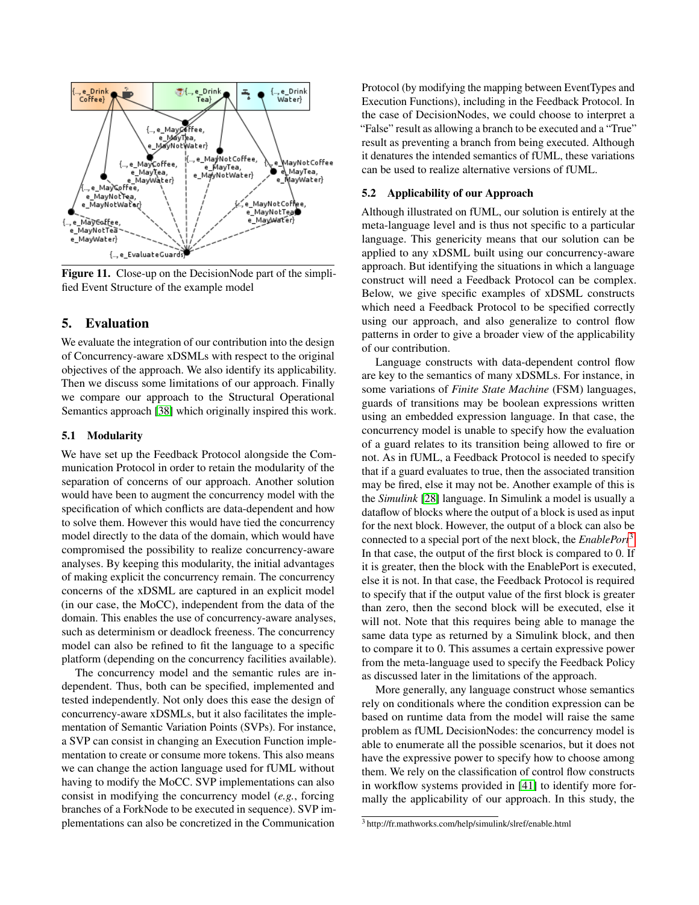Figure 11. Close-up on the DecisionNode part of the simplified Event Structure of the example model

## 5. Evaluation

We evaluate the integration of our contribution into the design of Concurrency-aware xDSMLs with respect to the original objectives of the approach. We also identify its applicability. Then we discuss some limitations of our approach. Finally we compare our approach to the Structural Operational Semantics approach [38] which originally inspired this work.

### 5.1 Modularity

We have set up the Feedback Protocol alongside the Communication Protocol in order to retain the modularity of the separation of concerns of our approach. Another solution would have been to augment the concurrency model with the specification of which conflicts are data-dependent and how to solve them. However this would have tied the concurrency model directly to the data of the domain, which would have compromised the possibility to realize concurrency-aware analyses. By keeping this modularity, the initial advantages of making explicit the concurrency remain. The concurrency concerns of the xDSML are captured in an explicit model (in our case, the MoCC), independent from the data of the domain. This enables the use of concurrency-aware analyses, such as determinism or deadlock freeness. The concurrency model can also be refined to fit the language to a specific platform (depending on the concurrency facilities available).

The concurrency model and the semantic rules are independent. Thus, both can be specified, implemented and tested independently. Not only does this ease the design of concurrency-aware xDSMLs, but it also facilitates the implementation of Semantic Variation Points (SVPs). For instance, a SVP can consist in changing an Execution Function implementation to create or consume more tokens. This also means we can change the action language used for fUML without having to modify the MoCC. SVP implementations can also consist in modifying the concurrency model (*e.g.*, forcing branches of a ForkNode to be executed in sequence). SVP implementations can also be concretized in the Communication Protocol (by modifying the mapping between EventTypes and Execution Functions), including in the Feedback Protocol. In the case of DecisionNodes, we could choose to interpret a "False" result as allowing a branch to be executed and a "True" result as preventing a branch from being executed. Although it denatures the intended semantics of fUML, these variations can be used to realize alternative versions of fUML.

### 5.2 Applicability of our Approach

Although illustrated on fUML, our solution is entirely at the meta-language level and is thus not specific to a particular language. This genericity means that our solution can be applied to any xDSML built using our concurrency-aware approach. But identifying the situations in which a language construct will need a Feedback Protocol can be complex. Below, we give specific examples of xDSML constructs which need a Feedback Protocol to be specified correctly using our approach, and also generalize to control flow patterns in order to give a broader view of the applicability of our contribution.

Language constructs with data-dependent control flow are key to the semantics of many xDSMLs. For instance, in some variations of *Finite State Machine* (FSM) languages, guards of transitions may be boolean expressions written using an embedded expression language. In that case, the concurrency model is unable to specify how the evaluation of a guard relates to its transition being allowed to fire or not. As in fUML, a Feedback Protocol is needed to specify that if a guard evaluates to true, then the associated transition may be fired, else it may not be. Another example of this is the *Simulink* [28] language. In Simulink a model is usually a dataflow of blocks where the output of a block is used as input for the next block. However, the output of a block can also be connected to a special port of the next block, the *EnablePort*[3]. In that case, the output of the first block is compared to 0. If it is greater, then the block with the EnablePort is executed, else it is not. In that case, the Feedback Protocol is required to specify that if the output value of the first block is greater than zero, then the second block will be executed, else it will not. Note that this requires being able to manage the same data type as returned by a Simulink block, and then to compare it to 0. This assumes a certain expressive power from the meta-language used to specify the Feedback Policy as discussed later in the limitations of the approach.

More generally, any language construct whose semantics rely on conditionals where the condition expression can be based on runtime data from the model will raise the same problem as fUML DecisionNodes: the concurrency model is able to enumerate all the possible scenarios, but it does not have the expressive power to specify how to choose among them. We rely on the classification of control flow constructs in workflow systems provided in [41] to identify more formally the applicability of our approach. In this study, the

[3] http://fr.mathworks.com/help/simulink/slref/enable.html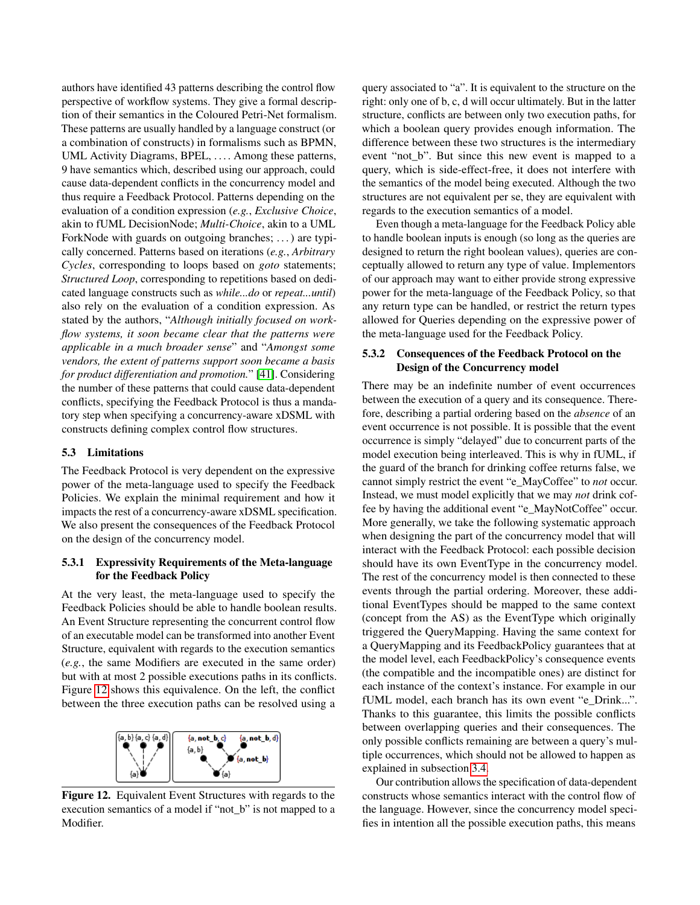authors have identified 43 patterns describing the control flow perspective of workflow systems. They give a formal description of their semantics in the Coloured Petri-Net formalism. These patterns are usually handled by a language construct (or a combination of constructs) in formalisms such as BPMN, UML Activity Diagrams, BPEL, .... Among these patterns, 9 have semantics which, described using our approach, could cause data-dependent conflicts in the concurrency model and thus require a Feedback Protocol. Patterns depending on the evaluation of a condition expression (*e.g.*, *Exclusive Choice*, akin to fUML DecisionNode; *Multi-Choice*, akin to a UML ForkNode with guards on outgoing branches; ...) are typically concerned. Patterns based on iterations (*e.g.*, *Arbitrary Cycles*, corresponding to loops based on *goto* statements; *Structured Loop*, corresponding to repetitions based on dedicated language constructs such as *while...do* or *repeat...until*) also rely on the evaluation of a condition expression. As stated by the authors, "*Although initially focused on workflow systems, it soon became clear that the patterns were applicable in a much broader sense*" and "*Amongst some vendors, the extent of patterns support soon became a basis for product differentiation and promotion.*" [41]. Considering the number of these patterns that could cause data-dependent conflicts, specifying the Feedback Protocol is thus a mandatory step when specifying a concurrency-aware xDSML with constructs defining complex control flow structures.

### 5.3 Limitations

The Feedback Protocol is very dependent on the expressive power of the meta-language used to specify the Feedback Policies. We explain the minimal requirement and how it impacts the rest of a concurrency-aware xDSML specification. We also present the consequences of the Feedback Protocol on the design of the concurrency model.

#### 5.3.1 Expressivity Requirements of the Meta-language for the Feedback Policy

At the very least, the meta-language used to specify the Feedback Policies should be able to handle boolean results. An Event Structure representing the concurrent control flow of an executable model can be transformed into another Event Structure, equivalent with regards to the execution semantics (*e.g.*, the same Modifiers are executed in the same order) but with at most 2 possible executions paths in its conflicts. Figure 12 shows this equivalence. On the left, the conflict between the three execution paths can be resolved using a

Figure 12. Equivalent Event Structures with regards to the execution semantics of a model if "not_b" is not mapped to a Modifier.

query associated to "a". It is equivalent to the structure on the right: only one of b, c, d will occur ultimately. But in the latter structure, conflicts are between only two execution paths, for which a boolean query provides enough information. The difference between these two structures is the intermediary event "not_b". But since this new event is mapped to a query, which is side-effect-free, it does not interfere with the semantics of the model being executed. Although the two structures are not equivalent per se, they are equivalent with regards to the execution semantics of a model.

Even though a meta-language for the Feedback Policy able to handle boolean inputs is enough (so long as the queries are designed to return the right boolean values), queries are conceptually allowed to return any type of value. Implementors of our approach may want to either provide strong expressive power for the meta-language of the Feedback Policy, so that any return type can be handled, or restrict the return types allowed for Queries depending on the expressive power of the meta-language used for the Feedback Policy.

#### 5.3.2 Consequences of the Feedback Protocol on the Design of the Concurrency model

There may be an indefinite number of event occurrences between the execution of a query and its consequence. Therefore, describing a partial ordering based on the *absence* of an event occurrence is not possible. It is possible that the event occurrence is simply "delayed" due to concurrent parts of the model execution being interleaved. This is why in fUML, if the guard of the branch for drinking coffee returns false, we cannot simply restrict the event "e_MayCoffee" to *not* occur. Instead, we must model explicitly that we may *not* drink coffee by having the additional event "e_MayNotCoffee" occur. More generally, we take the following systematic approach when designing the part of the concurrency model that will interact with the Feedback Protocol: each possible decision should have its own EventType in the concurrency model. The rest of the concurrency model is then connected to these events through the partial ordering. Moreover, these additional EventTypes should be mapped to the same context (concept from the AS) as the EventType which originally triggered the QueryMapping. Having the same context for a QueryMapping and its FeedbackPolicy guarantees that at the model level, each FeedbackPolicy's consequence events (the compatible and the incompatible ones) are distinct for each instance of the context's instance. For example in our fUML model, each branch has its own event "e_Drink...". Thanks to this guarantee, this limits the possible conflicts between overlapping queries and their consequences. The only possible conflicts remaining are between a query's multiple occurrences, which should not be allowed to happen as explained in subsection 3.4.

Our contribution allows the specification of data-dependent constructs whose semantics interact with the control flow of the language. However, since the concurrency model specifies in intention all the possible execution paths, this means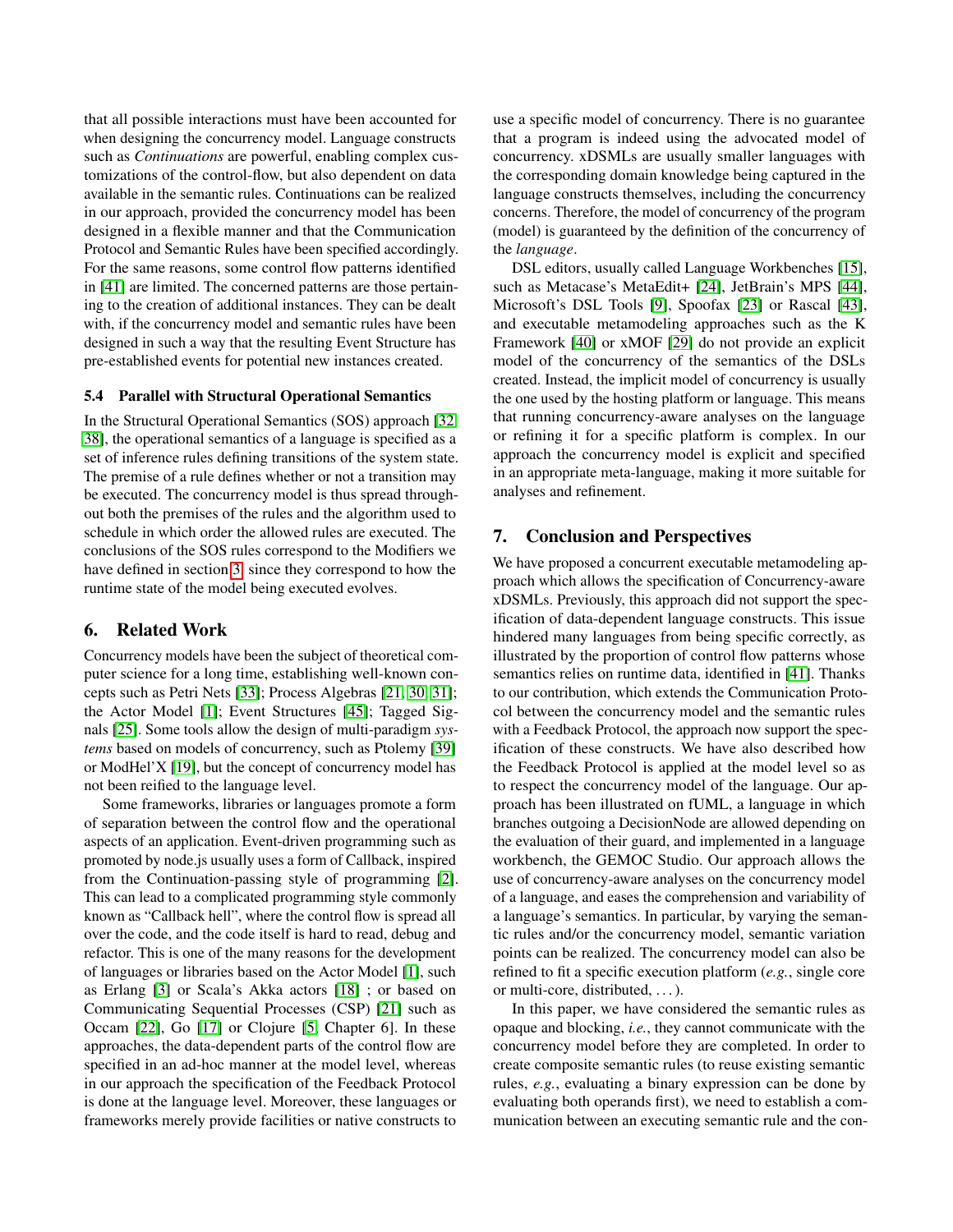that all possible interactions must have been accounted for when designing the concurrency model. Language constructs such as *Continuations* are powerful, enabling complex customizations of the control-flow, but also dependent on data available in the semantic rules. Continuations can be realized in our approach, provided the concurrency model has been designed in a flexible manner and that the Communication Protocol and Semantic Rules have been specified accordingly. For the same reasons, some control flow patterns identified in [41] are limited. The concerned patterns are those pertaining to the creation of additional instances. They can be dealt with, if the concurrency model and semantic rules have been designed in such a way that the resulting Event Structure has pre-established events for potential new instances created.

### 5.4 Parallel with Structural Operational Semantics

In the Structural Operational Semantics (SOS) approach [32, 38], the operational semantics of a language is specified as a set of inference rules defining transitions of the system state. The premise of a rule defines whether or not a transition may be executed. The concurrency model is thus spread throughout both the premises of the rules and the algorithm used to schedule in which order the allowed rules are executed. The conclusions of the SOS rules correspond to the Modifiers we have defined in section 3, since they correspond to how the runtime state of the model being executed evolves.

## 6. Related Work

Concurrency models have been the subject of theoretical computer science for a long time, establishing well-known concepts such as Petri Nets [33]; Process Algebras [21, 30, 31]; the Actor Model [1]; Event Structures [45]; Tagged Signals [25]. Some tools allow the design of multi-paradigm *systems* based on models of concurrency, such as Ptolemy [39] or ModHel'X [19], but the concept of concurrency model has not been reified to the language level.

Some frameworks, libraries or languages promote a form of separation between the control flow and the operational aspects of an application. Event-driven programming such as promoted by node.js usually uses a form of Callback, inspired from the Continuation-passing style of programming [2]. This can lead to a complicated programming style commonly known as "Callback hell", where the control flow is spread all over the code, and the code itself is hard to read, debug and refactor. This is one of the many reasons for the development of languages or libraries based on the Actor Model [1], such as Erlang [3] or Scala's Akka actors [18] ; or based on Communicating Sequential Processes (CSP) [21] such as Occam [22], Go [17] or Clojure [5, Chapter 6]. In these approaches, the data-dependent parts of the control flow are specified in an ad-hoc manner at the model level, whereas in our approach the specification of the Feedback Protocol is done at the language level. Moreover, these languages or frameworks merely provide facilities or native constructs to use a specific model of concurrency. There is no guarantee that a program is indeed using the advocated model of concurrency. xDSMLs are usually smaller languages with the corresponding domain knowledge being captured in the language constructs themselves, including the concurrency concerns. Therefore, the model of concurrency of the program (model) is guaranteed by the definition of the concurrency of the *language*.

DSL editors, usually called Language Workbenches [15], such as Metacase's MetaEdit+ [24], JetBrain's MPS [44], Microsoft's DSL Tools [9], Spoofax [23] or Rascal [43], and executable metamodeling approaches such as the K Framework [40] or xMOF [29] do not provide an explicit model of the concurrency of the semantics of the DSLs created. Instead, the implicit model of concurrency is usually the one used by the hosting platform or language. This means that running concurrency-aware analyses on the language or refining it for a specific platform is complex. In our approach the concurrency model is explicit and specified in an appropriate meta-language, making it more suitable for analyses and refinement.

## 7. Conclusion and Perspectives

We have proposed a concurrent executable metamodeling approach which allows the specification of Concurrency-aware xDSMLs. Previously, this approach did not support the specification of data-dependent language constructs. This issue hindered many languages from being specific correctly, as illustrated by the proportion of control flow patterns whose semantics relies on runtime data, identified in [41]. Thanks to our contribution, which extends the Communication Protocol between the concurrency model and the semantic rules with a Feedback Protocol, the approach now support the specification of these constructs. We have also described how the Feedback Protocol is applied at the model level so as to respect the concurrency model of the language. Our approach has been illustrated on fUML, a language in which branches outgoing a DecisionNode are allowed depending on the evaluation of their guard, and implemented in a language workbench, the GEMOC Studio. Our approach allows the use of concurrency-aware analyses on the concurrency model of a language, and eases the comprehension and variability of a language's semantics. In particular, by varying the semantic rules and/or the concurrency model, semantic variation points can be realized. The concurrency model can also be refined to fit a specific execution platform (*e.g.*, single core or multi-core, distributed, ...).

In this paper, we have considered the semantic rules as opaque and blocking, *i.e.*, they cannot communicate with the concurrency model before they are completed. In order to create composite semantic rules (to reuse existing semantic rules, *e.g.*, evaluating a binary expression can be done by evaluating both operands first), we need to establish a communication between an executing semantic rule and the con-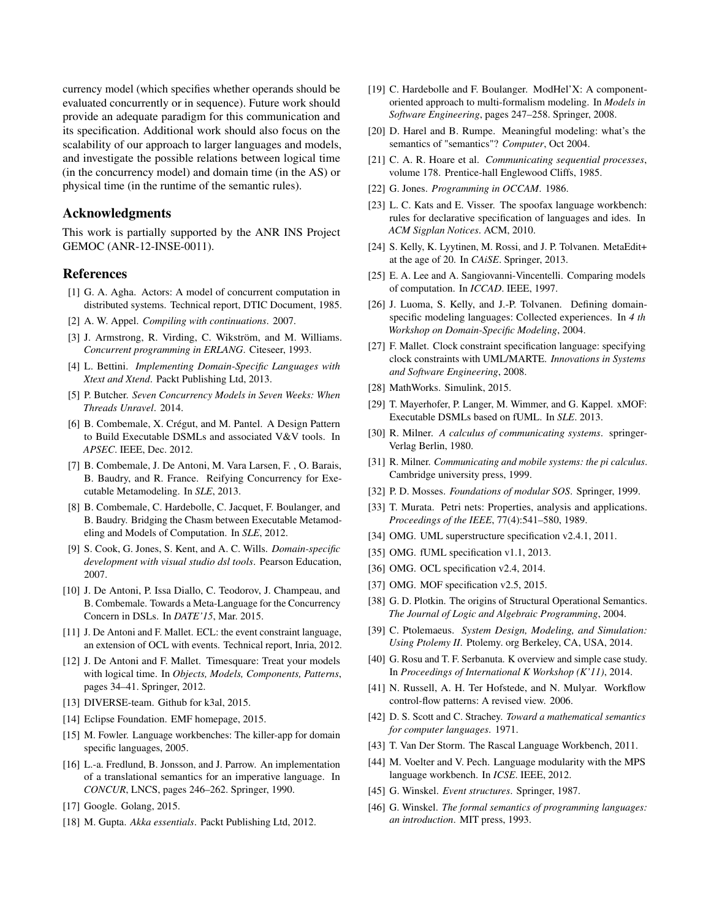currency model (which specifies whether operands should be evaluated concurrently or in sequence). Future work should provide an adequate paradigm for this communication and its specification. Additional work should also focus on the scalability of our approach to larger languages and models, and investigate the possible relations between logical time (in the concurrency model) and domain time (in the AS) or physical time (in the runtime of the semantic rules).

## Acknowledgments

This work is partially supported by the ANR INS Project GEMOC (ANR-12-INSE-0011).

## References

[1] G. A. Agha. Actors: A model of concurrent computation in distributed systems. Technical report, DTIC Document, 1985.

[2] A. W. Appel. *Compiling with continuations*. 2007.

[3] J. Armstrong, R. Virding, C. Wikström, and M. Williams. *Concurrent programming in ERLANG*. Citeseer, 1993.

[4] L. Bettini. *Implementing Domain-Specific Languages with Xtext and Xtend*. Packt Publishing Ltd, 2013.

[5] P. Butcher. *Seven Concurrency Models in Seven Weeks: When Threads Unravel*. 2014.

[6] B. Combemale, X. Crégut, and M. Pantel. A Design Pattern to Build Executable DSMLs and associated V&V tools. In *APSEC*. IEEE, Dec. 2012.

[7] B. Combemale, J. De Antoni, M. Vara Larsen, F. , O. Barais, B. Baudry, and R. France. Reifying Concurrency for Executable Metamodeling. In *SLE*, 2013.

[8] B. Combemale, C. Hardebolle, C. Jacquet, F. Boulanger, and B. Baudry. Bridging the Chasm between Executable Metamodeling and Models of Computation. In *SLE*, 2012.

[9] S. Cook, G. Jones, S. Kent, and A. C. Wills. *Domain-specific development with visual studio dsl tools*. Pearson Education, 2007.

[10] J. De Antoni, P. Issa Diallo, C. Teodorov, J. Champeau, and B. Combemale. Towards a Meta-Language for the Concurrency Concern in DSLs. In *DATE'15*, Mar. 2015.

[11] J. De Antoni and F. Mallet. ECL: the event constraint language, an extension of OCL with events. Technical report, Inria, 2012.

[12] J. De Antoni and F. Mallet. Timesquare: Treat your models with logical time. In *Objects, Models, Components, Patterns*, pages 34–41. Springer, 2012.

[13] DIVERSE-team. Github for k3al, 2015.

[14] Eclipse Foundation. EMF homepage, 2015.

[15] M. Fowler. Language workbenches: The killer-app for domain specific languages, 2005.

[16] L.-a. Fredlund, B. Jonsson, and J. Parrow. An implementation of a translational semantics for an imperative language. In *CONCUR*, LNCS, pages 246–262. Springer, 1990.

[17] Google. Golang, 2015.

[18] M. Gupta. *Akka essentials*. Packt Publishing Ltd, 2012.

[19] C. Hardebolle and F. Boulanger. ModHel'X: A component-oriented approach to multi-formalism modeling. In *Models in Software Engineering*, pages 247–258. Springer, 2008.

[20] D. Harel and B. Rumpe. Meaningful modeling: what's the semantics of "semantics"? *Computer*, Oct 2004.

[21] C. A. R. Hoare et al. *Communicating sequential processes*, volume 178. Prentice-hall Englewood Cliffs, 1985.

[22] G. Jones. *Programming in OCCAM*. 1986.

[23] L. C. Kats and E. Visser. The spoofax language workbench: rules for declarative specification of languages and ides. In *ACM Sigplan Notices*. ACM, 2010.

[24] S. Kelly, K. Lyytinen, M. Rossi, and J. P. Tolvanen. MetaEdit+ at the age of 20. In *CAiSE*. Springer, 2013.

[25] E. A. Lee and A. Sangiovanni-Vincentelli. Comparing models of computation. In *ICCAD*. IEEE, 1997.

[26] J. Luoma, S. Kelly, and J.-P. Tolvanen. Defining domain-specific modeling languages: Collected experiences. In *4 th Workshop on Domain-Specific Modeling*, 2004.

[27] F. Mallet. Clock constraint specification language: specifying clock constraints with UML/MARTE. *Innovations in Systems and Software Engineering*, 2008.

[28] MathWorks. Simulink, 2015.

[29] T. Mayerhofer, P. Langer, M. Wimmer, and G. Kappel. xMOF: Executable DSMLs based on fUML. In *SLE*. 2013.

[30] R. Milner. *A calculus of communicating systems*. springer-Verlag Berlin, 1980.

[31] R. Milner. *Communicating and mobile systems: the pi calculus*. Cambridge university press, 1999.

[32] P. D. Mosses. *Foundations of modular SOS*. Springer, 1999.

[33] T. Murata. Petri nets: Properties, analysis and applications. *Proceedings of the IEEE*, 77(4):541–580, 1989.

[34] OMG. UML superstructure specification v2.4.1, 2011.

[35] OMG. fUML specification v1.1, 2013.

[36] OMG. OCL specification v2.4, 2014.

[37] OMG. MOF specification v2.5, 2015.

[38] G. D. Plotkin. The origins of Structural Operational Semantics. *The Journal of Logic and Algebraic Programming*, 2004.

[39] C. Ptolemaeus. *System Design, Modeling, and Simulation: Using Ptolemy II*. Ptolemy. org Berkeley, CA, USA, 2014.

[40] G. Rosu and T. F. Serbanuta. K overview and simple case study. In *Proceedings of International K Workshop (K'11)*, 2014.

[41] N. Russell, A. H. Ter Hofstede, and N. Mulyar. Workflow control-flow patterns: A revised view. 2006.

[42] D. S. Scott and C. Strachey. *Toward a mathematical semantics for computer languages*. 1971.

[43] T. Van Der Storm. The Rascal Language Workbench, 2011.

[44] M. Voelter and V. Pech. Language modularity with the MPS language workbench. In *ICSE*. IEEE, 2012.

[45] G. Winskel. *Event structures*. Springer, 1987.

[46] G. Winskel. *The formal semantics of programming languages: an introduction*. MIT press, 1993.